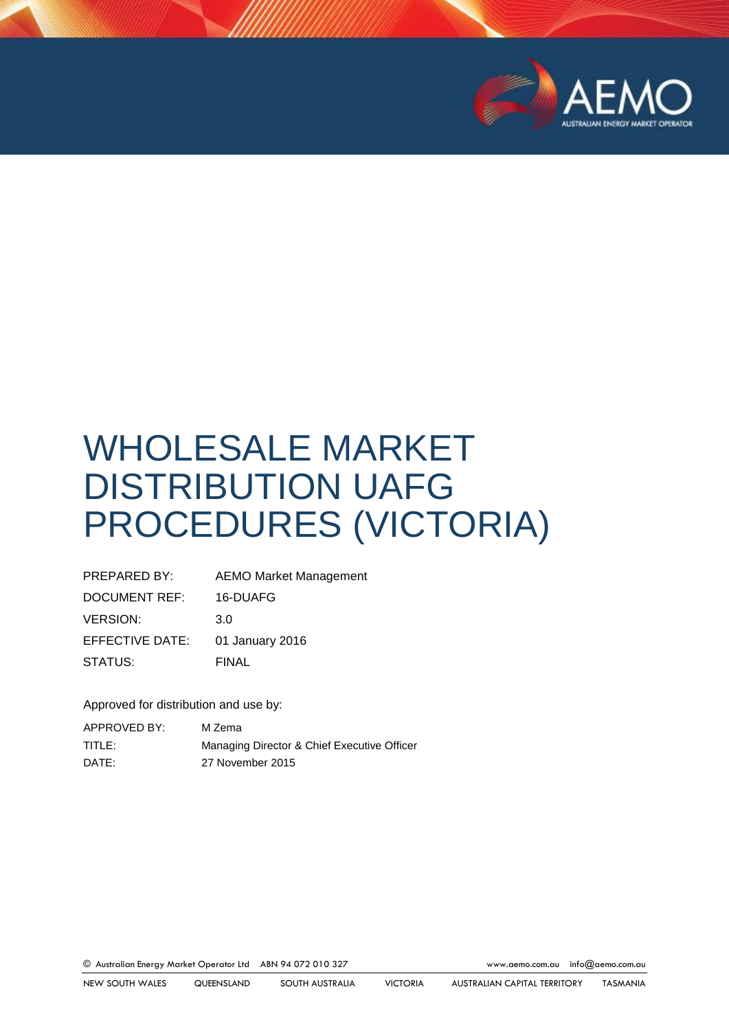# WHOLESALE MARKET DISTRIBUTION UAFG PROCEDURES (VICTORIA)

| | |
|---|---|
| PREPARED BY: | AEMO Market Management |
| DOCUMENT REF: | 16-DUAFG |
| VERSION: | 3.0 |
| EFFECTIVE DATE: | 01 January 2016 |
| STATUS: | FINAL |

Approved for distribution and use by:

| | |
|---|---|
| APPROVED BY: | M Zema |
| TITLE: | Managing Director & Chief Executive Officer |
| DATE: | 27 November 2015 |

© Australian Energy Market Operator Ltd ABN 94 072 010 327 www.aemo.com.au info@aemo.com.au

NEW SOUTH WALES QUEENSLAND SOUTH AUSTRALIA VICTORIA AUSTRALIAN CAPITAL TERRITORY TASMANIA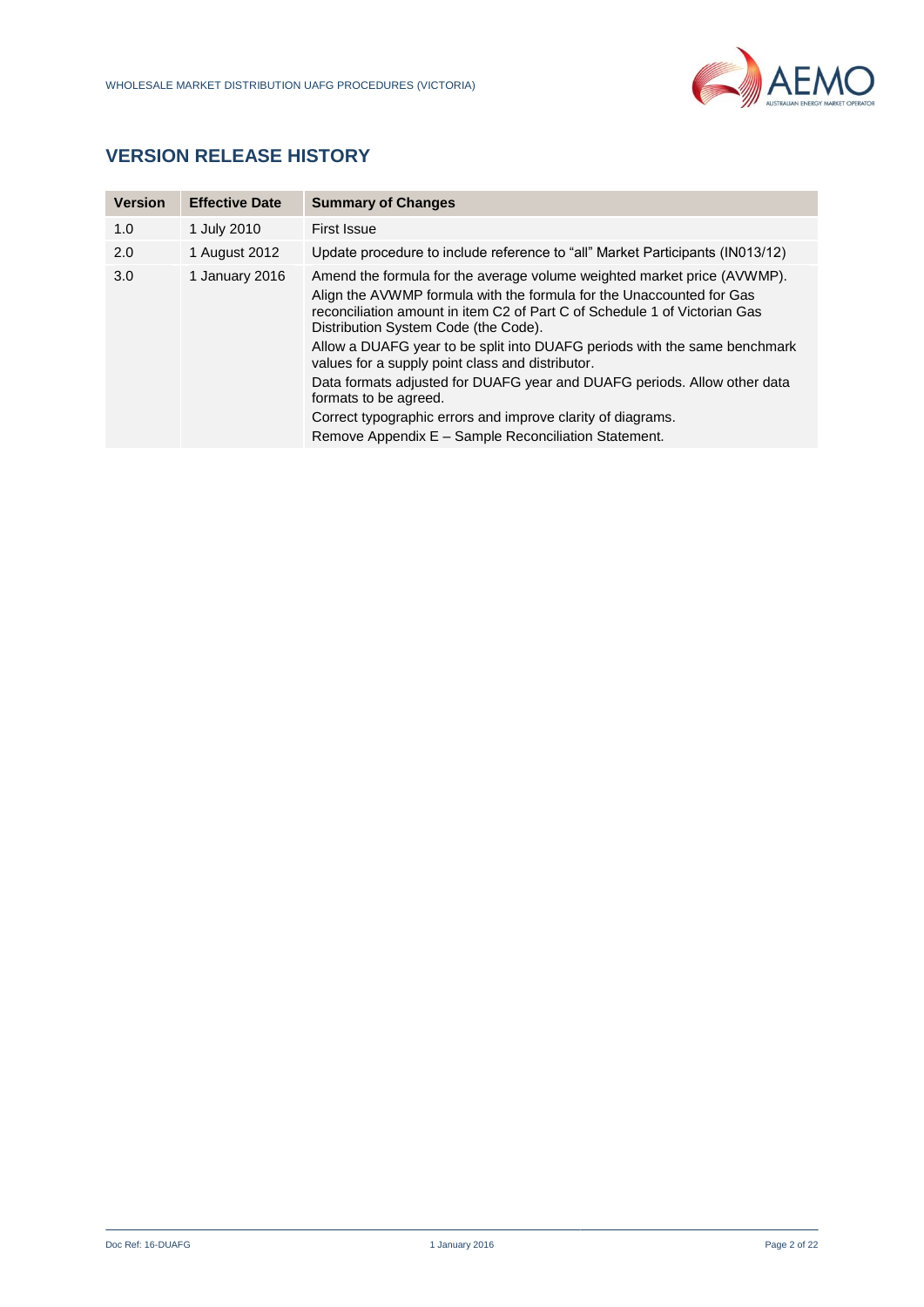## VERSION RELEASE HISTORY

| Version | Effective Date | Summary of Changes |
| --- | --- | --- |
| 1.0 | 1 July 2010 | First Issue |
| 2.0 | 1 August 2012 | Update procedure to include reference to "all" Market Participants (IN013/12) |
| 3.0 | 1 January 2016 | Amend the formula for the average volume weighted market price (AVWMP).<br>Align the AVWMP formula with the formula for the Unaccounted for Gas reconciliation amount in item C2 of Part C of Schedule 1 of Victorian Gas Distribution System Code (the Code).<br>Allow a DUAFG year to be split into DUAFG periods with the same benchmark values for a supply point class and distributor.<br>Data formats adjusted for DUAFG year and DUAFG periods. Allow other data formats to be agreed.<br>Correct typographic errors and improve clarity of diagrams.<br>Remove Appendix E – Sample Reconciliation Statement. |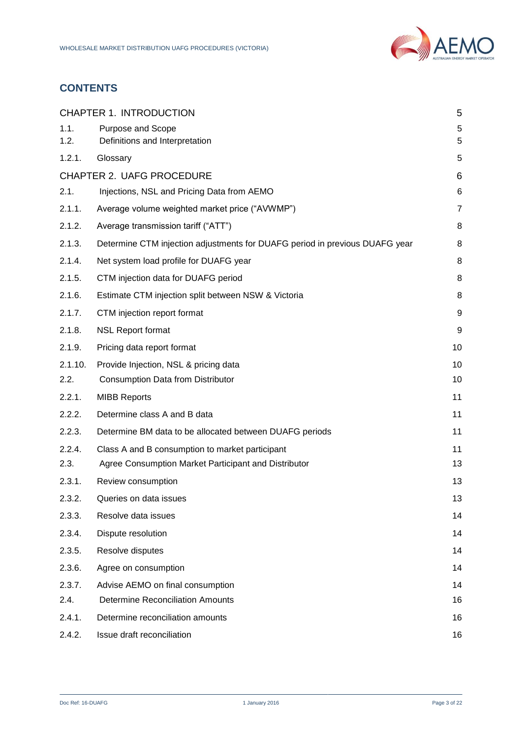## CONTENTS

| | | |
|---|---|---|
| CHAPTER 1. INTRODUCTION | | 5 |
| 1.1. | Purpose and Scope | 5 |
| 1.2. | Definitions and Interpretation | 5 |
| 1.2.1. | Glossary | 5 |
| CHAPTER 2. UAFG PROCEDURE | | 6 |
| 2.1. | Injections, NSL and Pricing Data from AEMO | 6 |
| 2.1.1. | Average volume weighted market price ("AVWMP") | 7 |
| 2.1.2. | Average transmission tariff ("ATT") | 8 |
| 2.1.3. | Determine CTM injection adjustments for DUAFG period in previous DUAFG year | 8 |
| 2.1.4. | Net system load profile for DUAFG year | 8 |
| 2.1.5. | CTM injection data for DUAFG period | 8 |
| 2.1.6. | Estimate CTM injection split between NSW & Victoria | 8 |
| 2.1.7. | CTM injection report format | 9 |
| 2.1.8. | NSL Report format | 9 |
| 2.1.9. | Pricing data report format | 10 |
| 2.1.10. | Provide Injection, NSL & pricing data | 10 |
| 2.2. | Consumption Data from Distributor | 10 |
| 2.2.1. | MIBB Reports | 11 |
| 2.2.2. | Determine class A and B data | 11 |
| 2.2.3. | Determine BM data to be allocated between DUAFG periods | 11 |
| 2.2.4. | Class A and B consumption to market participant | 11 |
| 2.3. | Agree Consumption Market Participant and Distributor | 13 |
| 2.3.1. | Review consumption | 13 |
| 2.3.2. | Queries on data issues | 13 |
| 2.3.3. | Resolve data issues | 14 |
| 2.3.4. | Dispute resolution | 14 |
| 2.3.5. | Resolve disputes | 14 |
| 2.3.6. | Agree on consumption | 14 |
| 2.3.7. | Advise AEMO on final consumption | 14 |
| 2.4. | Determine Reconciliation Amounts | 16 |
| 2.4.1. | Determine reconciliation amounts | 16 |
| 2.4.2. | Issue draft reconciliation | 16 |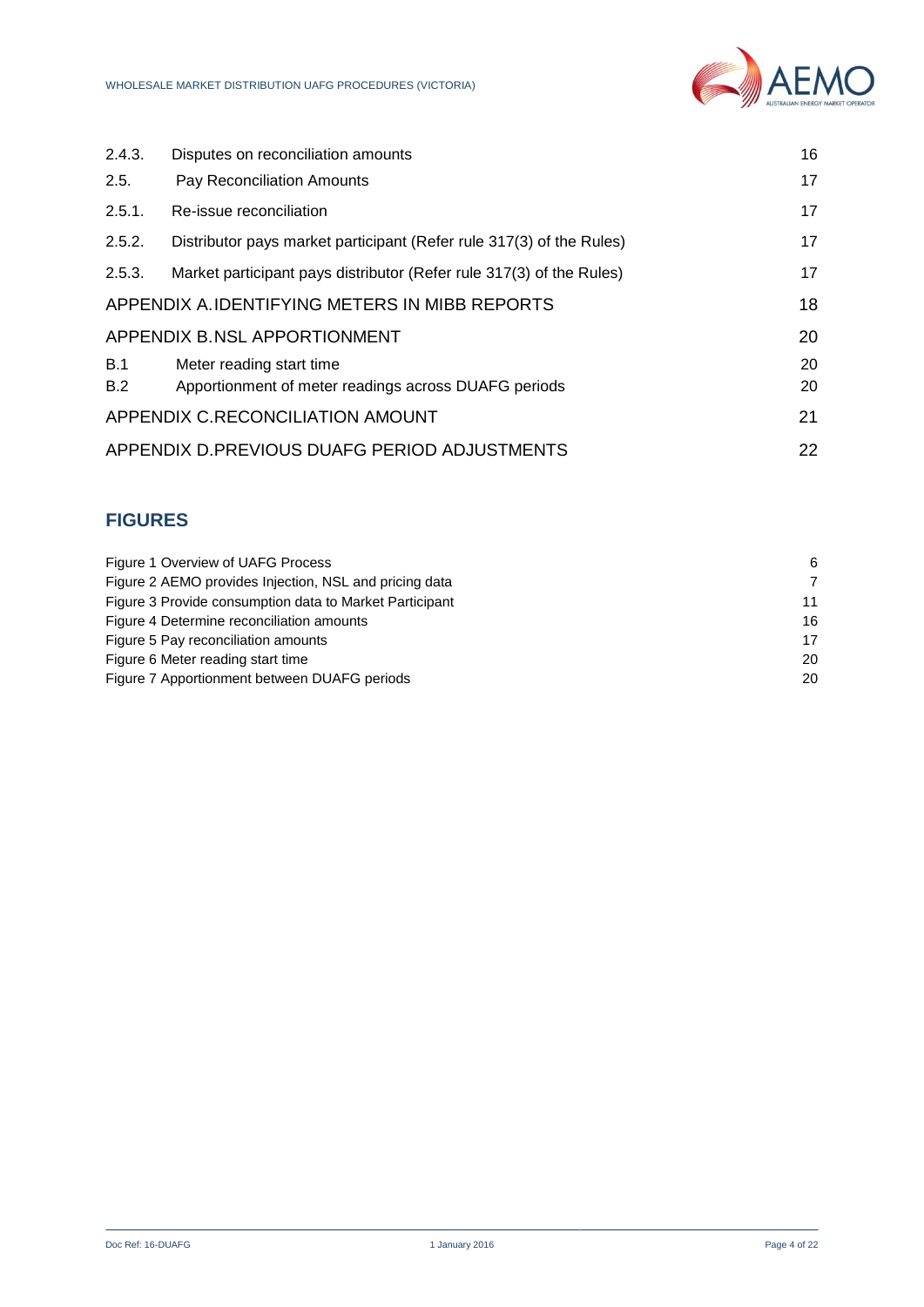| | | |
|---|---|---|
| 2.4.3. | Disputes on reconciliation amounts | 16 |
| 2.5. | Pay Reconciliation Amounts | 17 |
| 2.5.1. | Re-issue reconciliation | 17 |
| 2.5.2. | Distributor pays market participant (Refer rule 317(3) of the Rules) | 17 |
| 2.5.3. | Market participant pays distributor (Refer rule 317(3) of the Rules) | 17 |
| APPENDIX A. | IDENTIFYING METERS IN MIBB REPORTS | 18 |
| APPENDIX B. | NSL APPORTIONMENT | 20 |
| B.1 | Meter reading start time | 20 |
| B.2 | Apportionment of meter readings across DUAFG periods | 20 |
| APPENDIX C. | RECONCILIATION AMOUNT | 21 |
| APPENDIX D. | PREVIOUS DUAFG PERIOD ADJUSTMENTS | 22 |

## FIGURES

| | |
|---|---|
| Figure 1 Overview of UAFG Process | 6 |
| Figure 2 AEMO provides Injection, NSL and pricing data | 7 |
| Figure 3 Provide consumption data to Market Participant | 11 |
| Figure 4 Determine reconciliation amounts | 16 |
| Figure 5 Pay reconciliation amounts | 17 |
| Figure 6 Meter reading start time | 20 |
| Figure 7 Apportionment between DUAFG periods | 20 |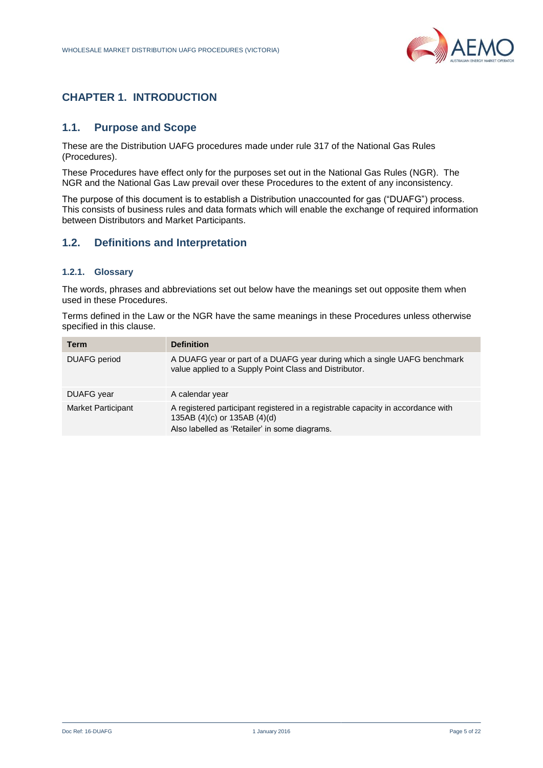# CHAPTER 1. INTRODUCTION

## 1.1. Purpose and Scope

These are the Distribution UAFG procedures made under rule 317 of the National Gas Rules (Procedures).

These Procedures have effect only for the purposes set out in the National Gas Rules (NGR). The NGR and the National Gas Law prevail over these Procedures to the extent of any inconsistency.

The purpose of this document is to establish a Distribution unaccounted for gas ("DUAFG") process. This consists of business rules and data formats which will enable the exchange of required information between Distributors and Market Participants.

## 1.2. Definitions and Interpretation

### 1.2.1. Glossary

The words, phrases and abbreviations set out below have the meanings set out opposite them when used in these Procedures.

Terms defined in the Law or the NGR have the same meanings in these Procedures unless otherwise specified in this clause.

| Term | Definition |
|---|---|
| DUAFG period | A DUAFG year or part of a DUAFG year during which a single UAFG benchmark value applied to a Supply Point Class and Distributor. |
| DUAFG year | A calendar year |
| Market Participant | A registered participant registered in a registrable capacity in accordance with 135AB (4)(c) or 135AB (4)(d)<br>Also labelled as 'Retailer' in some diagrams. |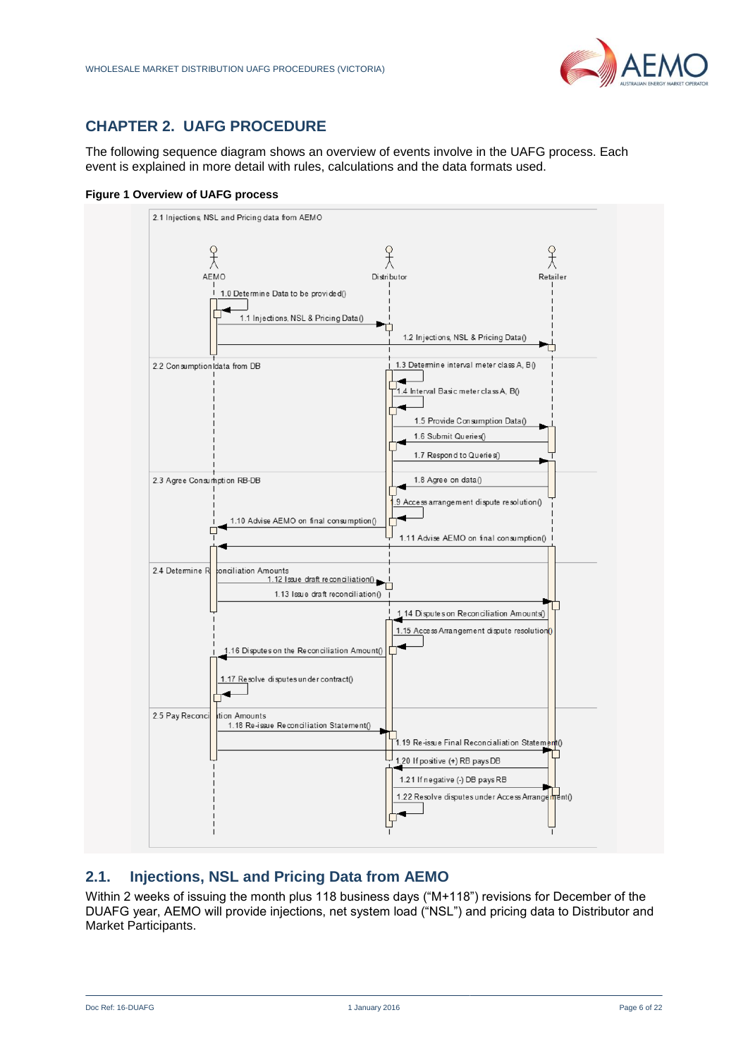# CHAPTER 2. UAFG PROCEDURE

The following sequence diagram shows an overview of events involve in the UAFG process. Each event is explained in more detail with rules, calculations and the data formats used.

**Figure 1 Overview of UAFG process**

## 2.1. Injections, NSL and Pricing Data from AEMO

Within 2 weeks of issuing the month plus 118 business days ("M+118") revisions for December of the DUAFG year, AEMO will provide injections, net system load ("NSL") and pricing data to Distributor and Market Participants.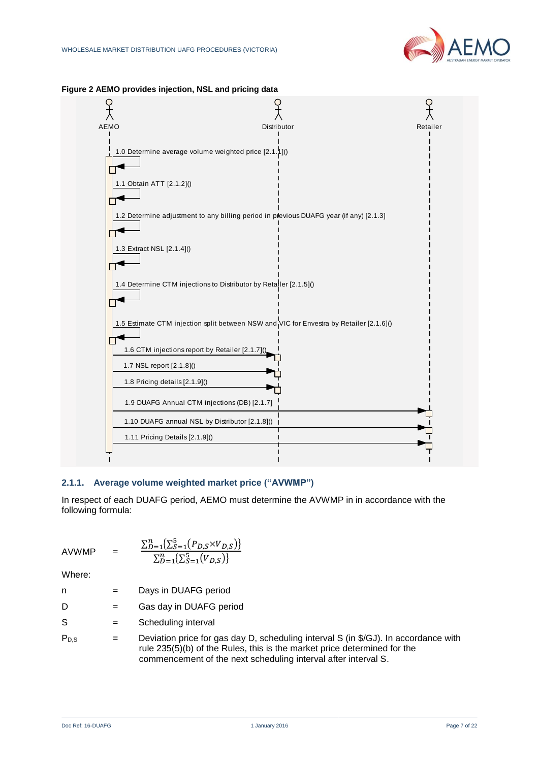**Figure 2 AEMO provides injection, NSL and pricing data**

AEMO | Distributor | Retailer

1.0 Determine average volume weighted price [2.1.1]()

1.1 Obtain ATT [2.1.2]()

1.2 Determine adjustment to any billing period in previous DUAFG year (if any) [2.1.3]

1.3 Extract NSL [2.1.4]()

1.4 Determine CTM injections to Distributor by Retailer [2.1.5]()

1.5 Estimate CTM injection split between NSW and VIC for Envestra by Retailer [2.1.6]()

1.6 CTM injections report by Retailer [2.1.7]()

1.7 NSL report [2.1.8]()

1.8 Pricing details [2.1.9]()

1.9 DUAFG Annual CTM injections (DB) [2.1.7]

1.10 DUAFG annual NSL by Distributor [2.1.8]()

1.11 Pricing Details [2.1.9]()

### 2.1.1. Average volume weighted market price ("AVWMP")

In respect of each DUAFG period, AEMO must determine the AVWMP in in accordance with the following formula:

$$AVWMP = \frac{\sum_{D=1}^{n}\left\{\sum_{S=1}^{5}\left(P_{D,S} \times V_{D,S}\right)\right\}}{\sum_{D=1}^{n}\left\{\sum_{S=1}^{5}\left(V_{D,S}\right)\right\}}$$

Where:

| | | |
|---|---|---|
| n | = | Days in DUAFG period |
| D | = | Gas day in DUAFG period |
| S | = | Scheduling interval |
| $P_{D,S}$ | = | Deviation price for gas day D, scheduling interval S (in $/GJ). In accordance with rule 235(5)(b) of the Rules, this is the market price determined for the commencement of the next scheduling interval after interval S. |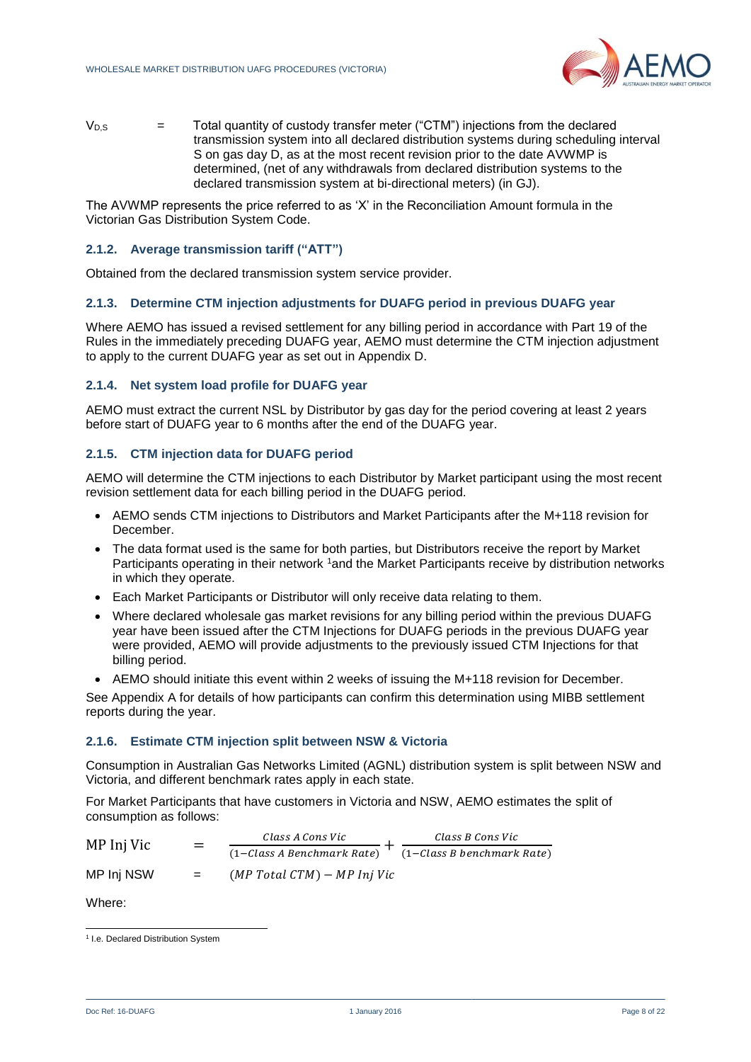$V_{D,S}$ = Total quantity of custody transfer meter ("CTM") injections from the declared transmission system into all declared distribution systems during scheduling interval S on gas day D, as at the most recent revision prior to the date AVWMP is determined, (net of any withdrawals from declared distribution systems to the declared transmission system at bi-directional meters) (in GJ).

The AVWMP represents the price referred to as 'X' in the Reconciliation Amount formula in the Victorian Gas Distribution System Code.

### 2.1.2. Average transmission tariff ("ATT")

Obtained from the declared transmission system service provider.

### 2.1.3. Determine CTM injection adjustments for DUAFG period in previous DUAFG year

Where AEMO has issued a revised settlement for any billing period in accordance with Part 19 of the Rules in the immediately preceding DUAFG year, AEMO must determine the CTM injection adjustment to apply to the current DUAFG year as set out in Appendix D.

### 2.1.4. Net system load profile for DUAFG year

AEMO must extract the current NSL by Distributor by gas day for the period covering at least 2 years before start of DUAFG year to 6 months after the end of the DUAFG year.

### 2.1.5. CTM injection data for DUAFG period

AEMO will determine the CTM injections to each Distributor by Market participant using the most recent revision settlement data for each billing period in the DUAFG period.

- AEMO sends CTM injections to Distributors and Market Participants after the M+118 revision for December.
- The data format used is the same for both parties, but Distributors receive the report by Market Participants operating in their network [1]and the Market Participants receive by distribution networks in which they operate.
- Each Market Participants or Distributor will only receive data relating to them.
- Where declared wholesale gas market revisions for any billing period within the previous DUAFG year have been issued after the CTM Injections for DUAFG periods in the previous DUAFG year were provided, AEMO will provide adjustments to the previously issued CTM Injections for that billing period.
- AEMO should initiate this event within 2 weeks of issuing the M+118 revision for December.

See Appendix A for details of how participants can confirm this determination using MIBB settlement reports during the year.

### 2.1.6. Estimate CTM injection split between NSW & Victoria

Consumption in Australian Gas Networks Limited (AGNL) distribution system is split between NSW and Victoria, and different benchmark rates apply in each state.

For Market Participants that have customers in Victoria and NSW, AEMO estimates the split of consumption as follows:

$$\text{MP Inj Vic} = \frac{\text{Class A Cons Vic}}{(1 - \text{Class A Benchmark Rate})} + \frac{\text{Class B Cons Vic}}{(1 - \text{Class B benchmark Rate})}$$

$$\text{MP Inj NSW} = (\text{MP Total CTM}) - \text{MP Inj Vic}$$

Where:

[1] I.e. Declared Distribution System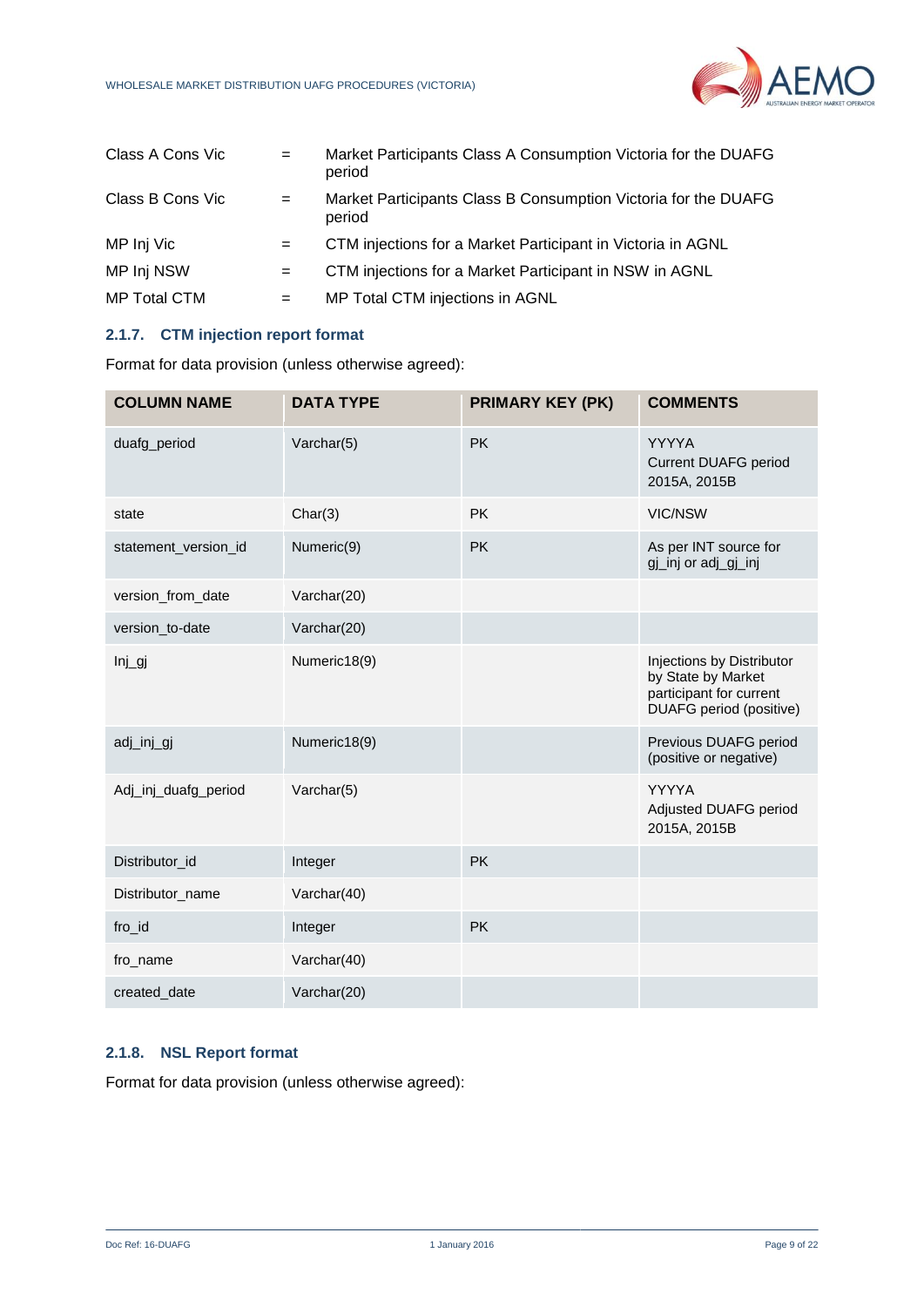| | | |
|---|---|---|
| Class A Cons Vic | = | Market Participants Class A Consumption Victoria for the DUAFG period |
| Class B Cons Vic | = | Market Participants Class B Consumption Victoria for the DUAFG period |
| MP Inj Vic | = | CTM injections for a Market Participant in Victoria in AGNL |
| MP Inj NSW | = | CTM injections for a Market Participant in NSW in AGNL |
| MP Total CTM | = | MP Total CTM injections in AGNL |

### 2.1.7. CTM injection report format

Format for data provision (unless otherwise agreed):

| COLUMN NAME | DATA TYPE | PRIMARY KEY (PK) | COMMENTS |
|---|---|---|---|
| duafg_period | Varchar(5) | PK | YYYYA<br>Current DUAFG period<br>2015A, 2015B |
| state | Char(3) | PK | VIC/NSW |
| statement_version_id | Numeric(9) | PK | As per INT source for gj_inj or adj_gj_inj |
| version_from_date | Varchar(20) | | |
| version_to-date | Varchar(20) | | |
| Inj_gj | Numeric18(9) | | Injections by Distributor by State by Market participant for current DUAFG period (positive) |
| adj_inj_gj | Numeric18(9) | | Previous DUAFG period (positive or negative) |
| Adj_inj_duafg_period | Varchar(5) | | YYYYA<br>Adjusted DUAFG period<br>2015A, 2015B |
| Distributor_id | Integer | PK | |
| Distributor_name | Varchar(40) | | |
| fro_id | Integer | PK | |
| fro_name | Varchar(40) | | |
| created_date | Varchar(20) | | |

### 2.1.8. NSL Report format

Format for data provision (unless otherwise agreed):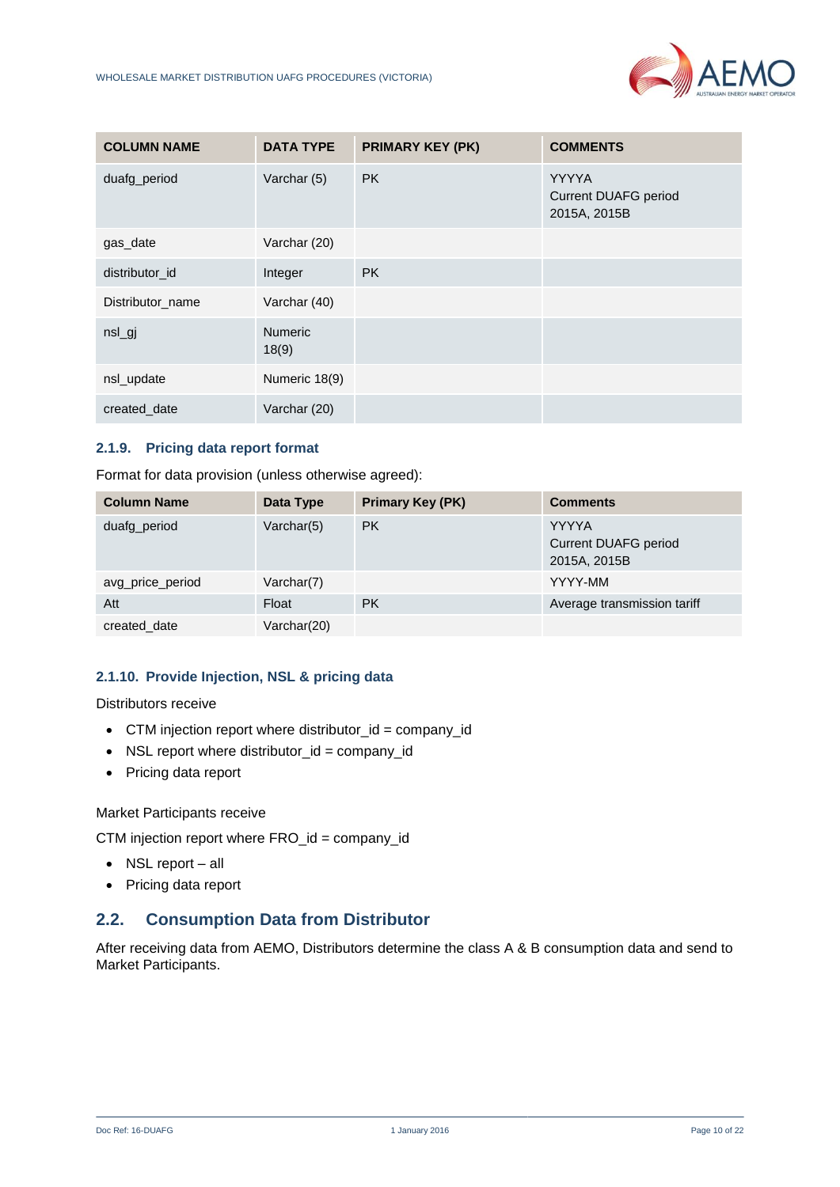| COLUMN NAME | DATA TYPE | PRIMARY KEY (PK) | COMMENTS |
| --- | --- | --- | --- |
| duafg_period | Varchar (5) | PK | YYYYA<br>Current DUAFG period<br>2015A, 2015B |
| gas_date | Varchar (20) | | |
| distributor_id | Integer | PK | |
| Distributor_name | Varchar (40) | | |
| nsl_gj | Numeric 18(9) | | |
| nsl_update | Numeric 18(9) | | |
| created_date | Varchar (20) | | |

### 2.1.9. Pricing data report format

Format for data provision (unless otherwise agreed):

| Column Name | Data Type | Primary Key (PK) | Comments |
| --- | --- | --- | --- |
| duafg_period | Varchar(5) | PK | YYYYA<br>Current DUAFG period<br>2015A, 2015B |
| avg_price_period | Varchar(7) | | YYYY-MM |
| Att | Float | PK | Average transmission tariff |
| created_date | Varchar(20) | | |

### 2.1.10. Provide Injection, NSL & pricing data

Distributors receive

- CTM injection report where distributor_id = company_id
- NSL report where distributor_id = company_id
- Pricing data report

Market Participants receive

CTM injection report where FRO_id = company_id

- NSL report – all
- Pricing data report

## 2.2. Consumption Data from Distributor

After receiving data from AEMO, Distributors determine the class A & B consumption data and send to Market Participants.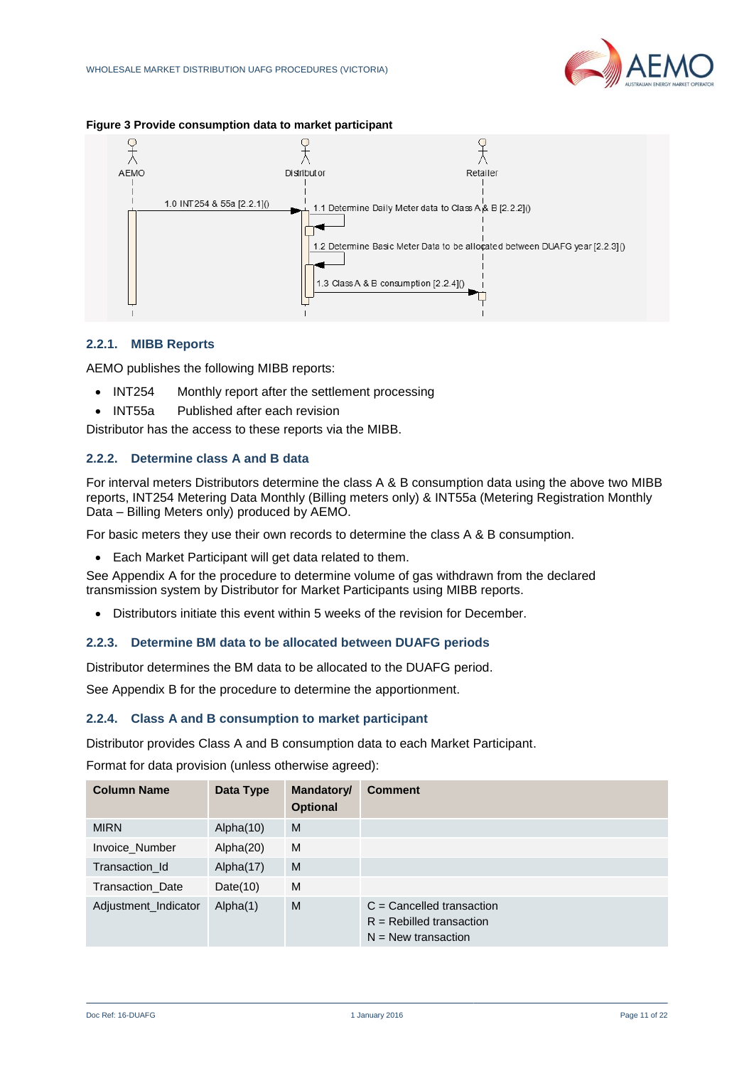**Figure 3 Provide consumption data to market participant**

AEMO | Distributor | Retailer

1.0 INT254 & 55a [2.2.1]()

1.1 Determine Daily Meter data to Class A & B [2.2.2]()

1.2 Determine Basic Meter Data to be allocated between DUAFG year [2.2.3]()

1.3 Class A & B consumption [2.2.4]()

### 2.2.1. MIBB Reports

AEMO publishes the following MIBB reports:

- INT254 Monthly report after the settlement processing
- INT55a Published after each revision

Distributor has the access to these reports via the MIBB.

### 2.2.2. Determine class A and B data

For interval meters Distributors determine the class A & B consumption data using the above two MIBB reports, INT254 Metering Data Monthly (Billing meters only) & INT55a (Metering Registration Monthly Data – Billing Meters only) produced by AEMO.

For basic meters they use their own records to determine the class A & B consumption.

- Each Market Participant will get data related to them.

See Appendix A for the procedure to determine volume of gas withdrawn from the declared transmission system by Distributor for Market Participants using MIBB reports.

- Distributors initiate this event within 5 weeks of the revision for December.

### 2.2.3. Determine BM data to be allocated between DUAFG periods

Distributor determines the BM data to be allocated to the DUAFG period.

See Appendix B for the procedure to determine the apportionment.

### 2.2.4. Class A and B consumption to market participant

Distributor provides Class A and B consumption data to each Market Participant.

Format for data provision (unless otherwise agreed):

| Column Name | Data Type | Mandatory/ Optional | Comment |
|---|---|---|---|
| MIRN | Alpha(10) | M | |
| Invoice_Number | Alpha(20) | M | |
| Transaction_Id | Alpha(17) | M | |
| Transaction_Date | Date(10) | M | |
| Adjustment_Indicator | Alpha(1) | M | C = Cancelled transaction<br>R = Rebilled transaction<br>N = New transaction |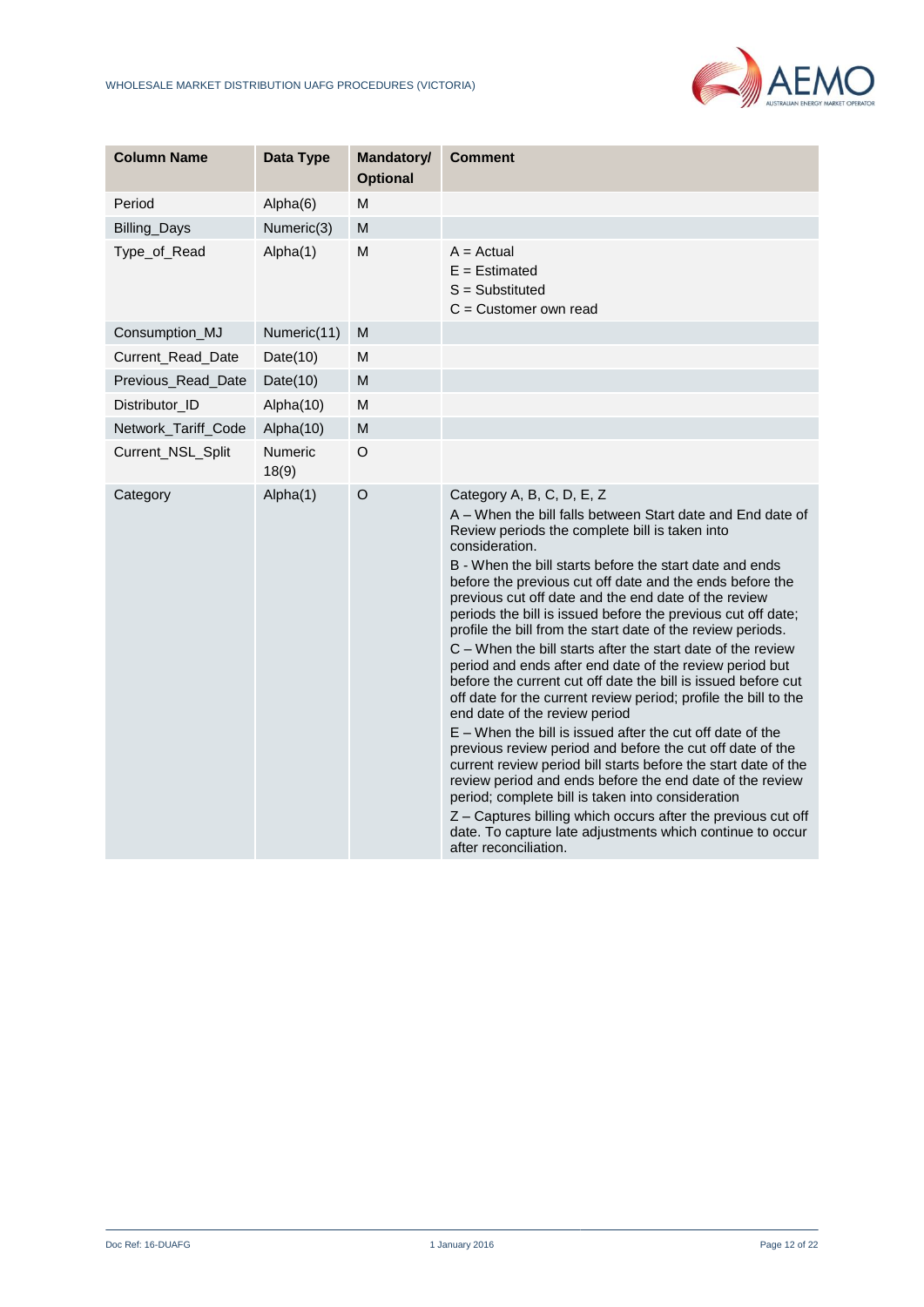| Column Name | Data Type | Mandatory/ Optional | Comment |
|---|---|---|---|
| Period | Alpha(6) | M | |
| Billing_Days | Numeric(3) | M | |
| Type_of_Read | Alpha(1) | M | A = Actual<br>E = Estimated<br>S = Substituted<br>C = Customer own read |
| Consumption_MJ | Numeric(11) | M | |
| Current_Read_Date | Date(10) | M | |
| Previous_Read_Date | Date(10) | M | |
| Distributor_ID | Alpha(10) | M | |
| Network_Tariff_Code | Alpha(10) | M | |
| Current_NSL_Split | Numeric 18(9) | O | |
| Category | Alpha(1) | O | Category A, B, C, D, E, Z<br>A – When the bill falls between Start date and End date of Review periods the complete bill is taken into consideration.<br>B - When the bill starts before the start date and ends before the previous cut off date and the ends before the previous cut off date and the end date of the review periods the bill is issued before the previous cut off date; profile the bill from the start date of the review periods.<br>C – When the bill starts after the start date of the review period and ends after end date of the review period but before the current cut off date the bill is issued before cut off date for the current review period; profile the bill to the end date of the review period<br>E – When the bill is issued after the cut off date of the previous review period and before the cut off date of the current review period bill starts before the start date of the review period and ends before the end date of the review period; complete bill is taken into consideration<br>Z – Captures billing which occurs after the previous cut off date. To capture late adjustments which continue to occur after reconciliation. |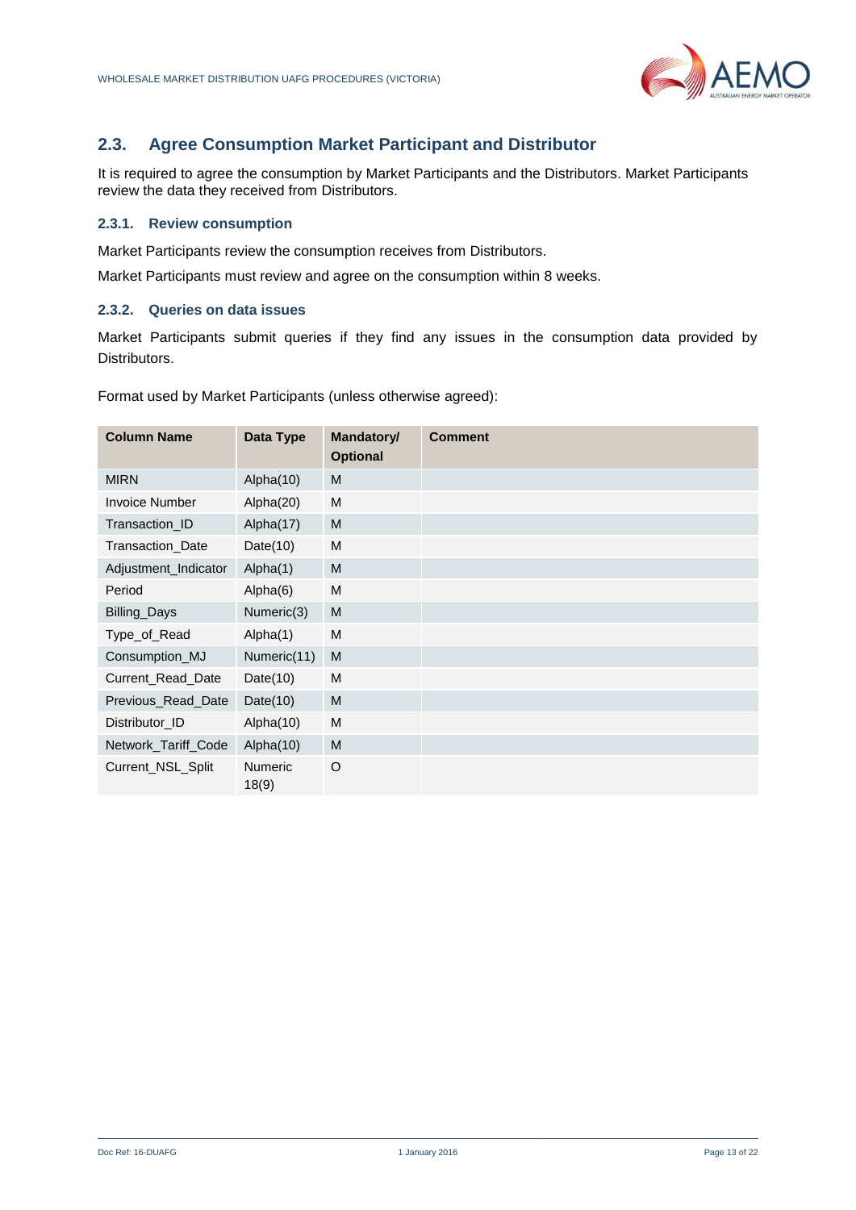## 2.3. Agree Consumption Market Participant and Distributor

It is required to agree the consumption by Market Participants and the Distributors. Market Participants review the data they received from Distributors.

### 2.3.1. Review consumption

Market Participants review the consumption receives from Distributors.

Market Participants must review and agree on the consumption within 8 weeks.

### 2.3.2. Queries on data issues

Market Participants submit queries if they find any issues in the consumption data provided by Distributors.

Format used by Market Participants (unless otherwise agreed):

| Column Name | Data Type | Mandatory/ Optional | Comment |
|---|---|---|---|
| MIRN | Alpha(10) | M | |
| Invoice Number | Alpha(20) | M | |
| Transaction_ID | Alpha(17) | M | |
| Transaction_Date | Date(10) | M | |
| Adjustment_Indicator | Alpha(1) | M | |
| Period | Alpha(6) | M | |
| Billing_Days | Numeric(3) | M | |
| Type_of_Read | Alpha(1) | M | |
| Consumption_MJ | Numeric(11) | M | |
| Current_Read_Date | Date(10) | M | |
| Previous_Read_Date | Date(10) | M | |
| Distributor_ID | Alpha(10) | M | |
| Network_Tariff_Code | Alpha(10) | M | |
| Current_NSL_Split | Numeric 18(9) | O | |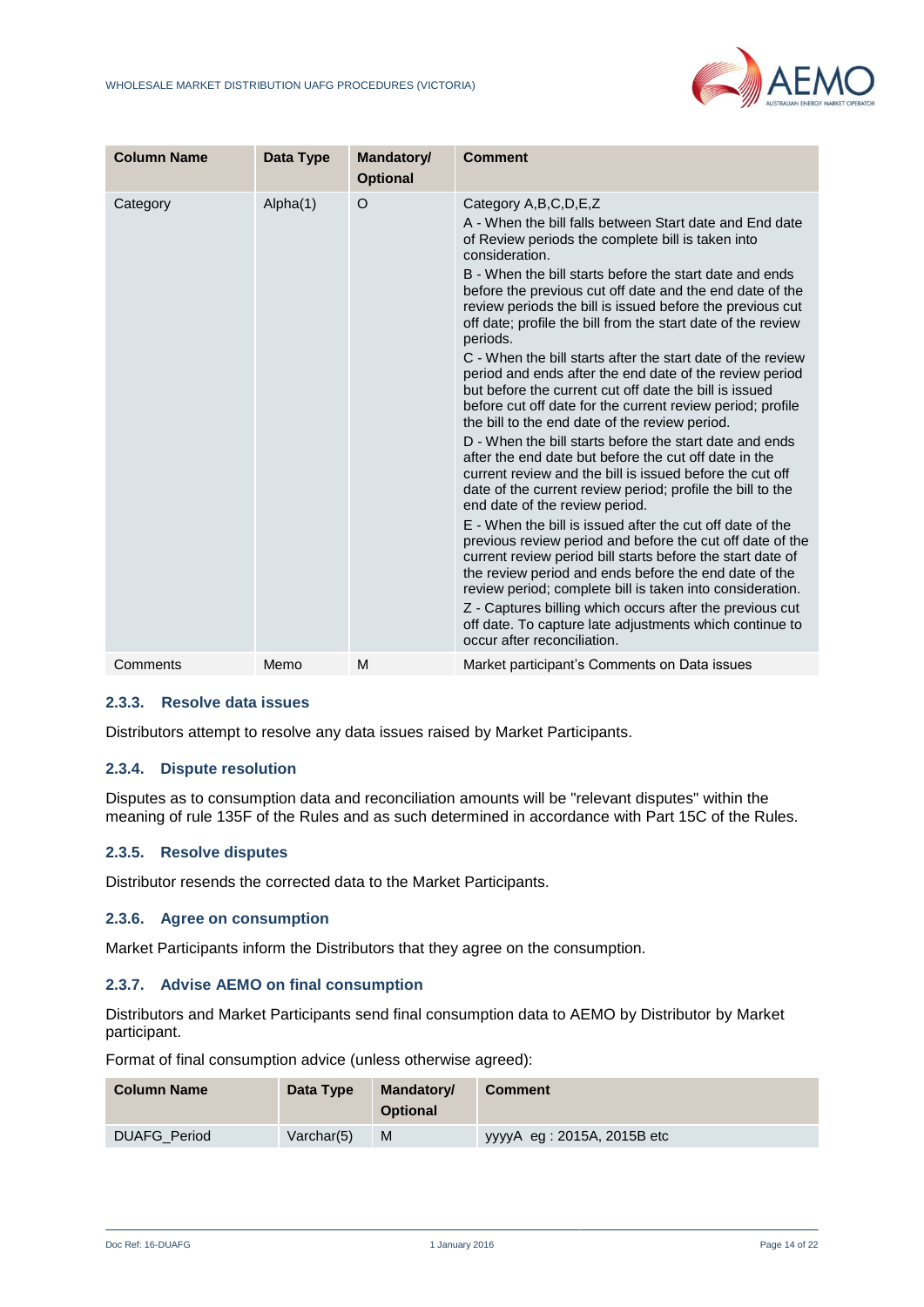| Column Name | Data Type | Mandatory/ Optional | Comment |
|---|---|---|---|
| Category | Alpha(1) | O | Category A,B,C,D,E,Z<br>A - When the bill falls between Start date and End date of Review periods the complete bill is taken into consideration.<br>B - When the bill starts before the start date and ends before the previous cut off date and the end date of the review periods the bill is issued before the previous cut off date; profile the bill from the start date of the review periods.<br>C - When the bill starts after the start date of the review period and ends after the end date of the review period but before the current cut off date the bill is issued before cut off date for the current review period; profile the bill to the end date of the review period.<br>D - When the bill starts before the start date and ends after the end date but before the cut off date in the current review and the bill is issued before the cut off date of the current review period; profile the bill to the end date of the review period.<br>E - When the bill is issued after the cut off date of the previous review period and before the cut off date of the current review period bill starts before the start date of the review period and ends before the end date of the review period; complete bill is taken into consideration.<br>Z - Captures billing which occurs after the previous cut off date. To capture late adjustments which continue to occur after reconciliation. |
| Comments | Memo | M | Market participant's Comments on Data issues |

### 2.3.3. Resolve data issues

Distributors attempt to resolve any data issues raised by Market Participants.

### 2.3.4. Dispute resolution

Disputes as to consumption data and reconciliation amounts will be "relevant disputes" within the meaning of rule 135F of the Rules and as such determined in accordance with Part 15C of the Rules.

### 2.3.5. Resolve disputes

Distributor resends the corrected data to the Market Participants.

### 2.3.6. Agree on consumption

Market Participants inform the Distributors that they agree on the consumption.

### 2.3.7. Advise AEMO on final consumption

Distributors and Market Participants send final consumption data to AEMO by Distributor by Market participant.

Format of final consumption advice (unless otherwise agreed):

| Column Name | Data Type | Mandatory/ Optional | Comment |
|---|---|---|---|
| DUAFG_Period | Varchar(5) | M | yyyyA eg : 2015A, 2015B etc |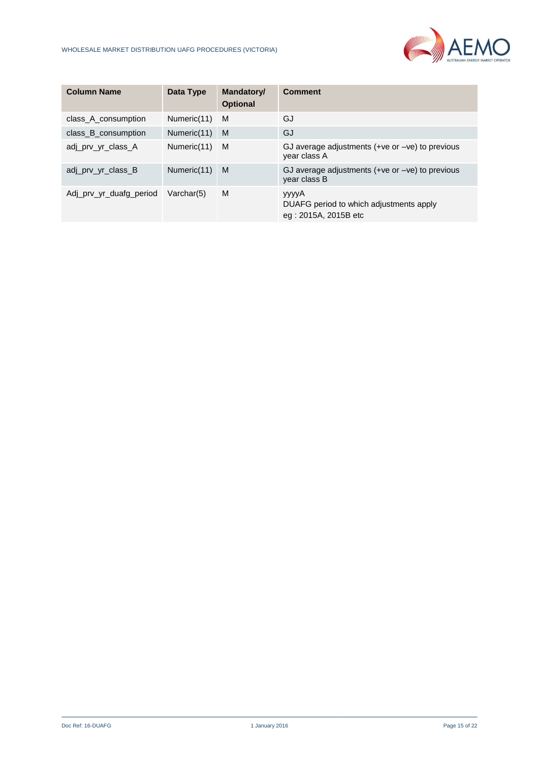| Column Name | Data Type | Mandatory/ Optional | Comment |
|---|---|---|---|
| class_A_consumption | Numeric(11) | M | GJ |
| class_B_consumption | Numeric(11) | M | GJ |
| adj_prv_yr_class_A | Numeric(11) | M | GJ average adjustments (+ve or –ve) to previous year class A |
| adj_prv_yr_class_B | Numeric(11) | M | GJ average adjustments (+ve or –ve) to previous year class B |
| Adj_prv_yr_duafg_period | Varchar(5) | M | yyyyA<br>DUAFG period to which adjustments apply<br>eg : 2015A, 2015B etc |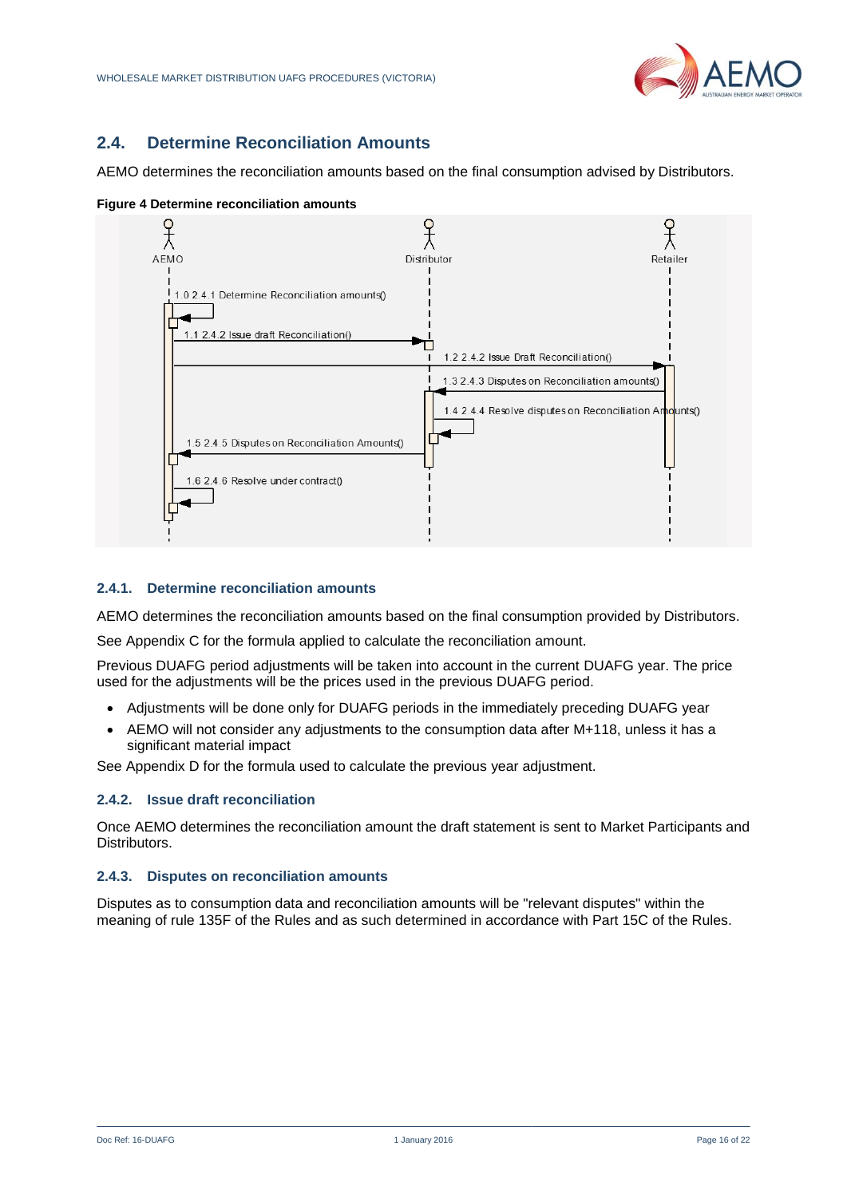## 2.4. Determine Reconciliation Amounts

AEMO determines the reconciliation amounts based on the final consumption advised by Distributors.

**Figure 4 Determine reconciliation amounts**

### 2.4.1. Determine reconciliation amounts

AEMO determines the reconciliation amounts based on the final consumption provided by Distributors.

See Appendix C for the formula applied to calculate the reconciliation amount.

Previous DUAFG period adjustments will be taken into account in the current DUAFG year. The price used for the adjustments will be the prices used in the previous DUAFG period.

- Adjustments will be done only for DUAFG periods in the immediately preceding DUAFG year
- AEMO will not consider any adjustments to the consumption data after M+118, unless it has a significant material impact

See Appendix D for the formula used to calculate the previous year adjustment.

### 2.4.2. Issue draft reconciliation

Once AEMO determines the reconciliation amount the draft statement is sent to Market Participants and Distributors.

### 2.4.3. Disputes on reconciliation amounts

Disputes as to consumption data and reconciliation amounts will be "relevant disputes" within the meaning of rule 135F of the Rules and as such determined in accordance with Part 15C of the Rules.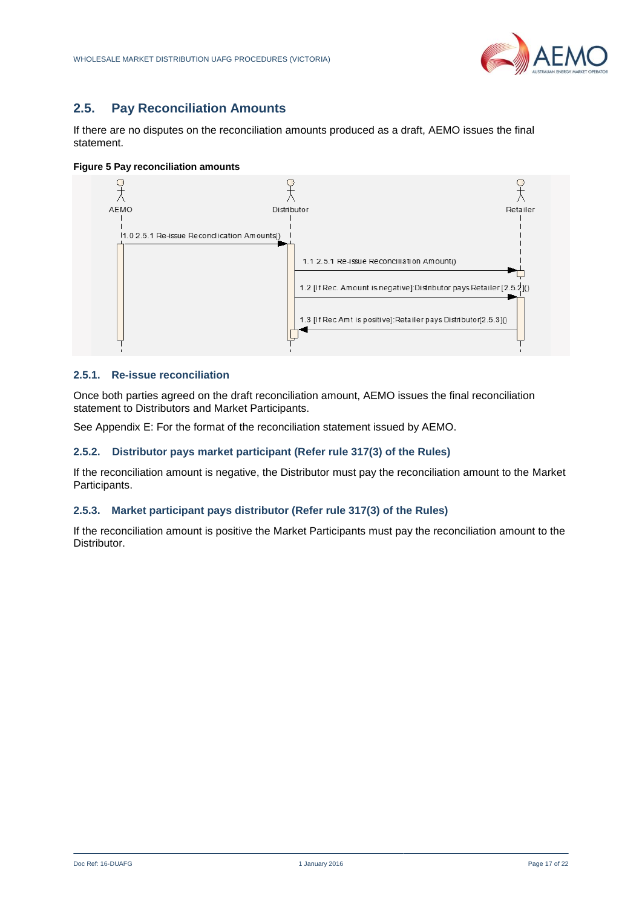## 2.5. Pay Reconciliation Amounts

If there are no disputes on the reconciliation amounts produced as a draft, AEMO issues the final statement.

**Figure 5 Pay reconciliation amounts**

AEMO | Distributor | Retailer

1.0 2.5.1 Re-issue Reconclication Amounts()

1.1 2.5.1 Re-issue Reconciliation Amount()

1.2 [If Rec. Amount is negative]:Distributor pays Retailer [2.5.2]()

1.3 [If Rec Amt is positive]:Retailer pays Distributor[2.5.3]()

### 2.5.1. Re-issue reconciliation

Once both parties agreed on the draft reconciliation amount, AEMO issues the final reconciliation statement to Distributors and Market Participants.

See Appendix E: For the format of the reconciliation statement issued by AEMO.

### 2.5.2. Distributor pays market participant (Refer rule 317(3) of the Rules)

If the reconciliation amount is negative, the Distributor must pay the reconciliation amount to the Market Participants.

### 2.5.3. Market participant pays distributor (Refer rule 317(3) of the Rules)

If the reconciliation amount is positive the Market Participants must pay the reconciliation amount to the Distributor.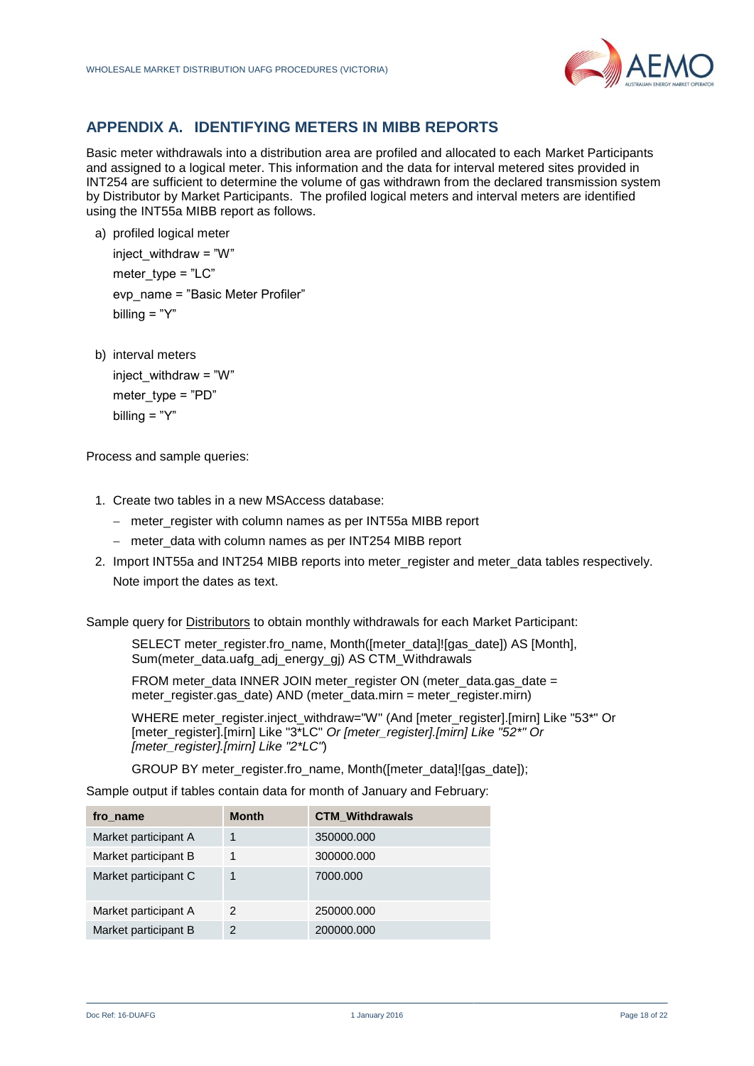## APPENDIX A. IDENTIFYING METERS IN MIBB REPORTS

Basic meter withdrawals into a distribution area are profiled and allocated to each Market Participants and assigned to a logical meter. This information and the data for interval metered sites provided in INT254 are sufficient to determine the volume of gas withdrawn from the declared transmission system by Distributor by Market Participants. The profiled logical meters and interval meters are identified using the INT55a MIBB report as follows.

a) profiled logical meter

   inject_withdraw = "W"

   meter_type = "LC"

   evp_name = "Basic Meter Profiler"

   billing = "Y"

b) interval meters

   inject_withdraw = "W"

   meter_type = "PD"

   billing = "Y"

Process and sample queries:

1. Create two tables in a new MSAccess database:
   - meter_register with column names as per INT55a MIBB report
   - meter_data with column names as per INT254 MIBB report
2. Import INT55a and INT254 MIBB reports into meter_register and meter_data tables respectively. Note import the dates as text.

Sample query for Distributors to obtain monthly withdrawals for each Market Participant:

```
SELECT meter_register.fro_name, Month([meter_data]![gas_date]) AS [Month], Sum(meter_data.uafg_adj_energy_gj) AS CTM_Withdrawals

FROM meter_data INNER JOIN meter_register ON (meter_data.gas_date = meter_register.gas_date) AND (meter_data.mirn = meter_register.mirn)

WHERE meter_register.inject_withdraw="W" (And [meter_register].[mirn] Like "53*" Or [meter_register].[mirn] Like "3*LC" Or [meter_register].[mirn] Like "52*" Or [meter_register].[mirn] Like "2*LC")

GROUP BY meter_register.fro_name, Month([meter_data]![gas_date]);
```

Sample output if tables contain data for month of January and February:

| fro_name | Month | CTM_Withdrawals |
|---|---|---|
| Market participant A | 1 | 350000.000 |
| Market participant B | 1 | 300000.000 |
| Market participant C | 1 | 7000.000 |
| Market participant A | 2 | 250000.000 |
| Market participant B | 2 | 200000.000 |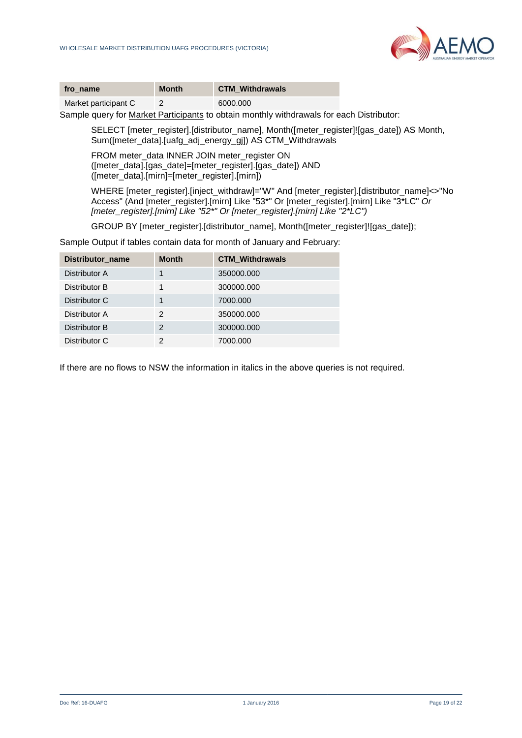| fro_name | Month | CTM_Withdrawals |
| --- | --- | --- |
| Market participant C | 2 | 6000.000 |

Sample query for Market Participants to obtain monthly withdrawals for each Distributor:

> SELECT [meter_register].[distributor_name], Month([meter_register]![gas_date]) AS Month, Sum([meter_data].[uafg_adj_energy_gj]) AS CTM_Withdrawals
>
> FROM meter_data INNER JOIN meter_register ON ([meter_data].[gas_date]=[meter_register].[gas_date]) AND ([meter_data].[mirn]=[meter_register].[mirn])
>
> WHERE [meter_register].[inject_withdraw]="W" And [meter_register].[distributor_name]<>"No Access" (And [meter_register].[mirn] Like "53*" Or [meter_register].[mirn] Like "3*LC" *Or [meter_register].[mirn] Like "52*" Or [meter_register].[mirn] Like "2*LC")*
>
> GROUP BY [meter_register].[distributor_name], Month([meter_register]![gas_date]);

Sample Output if tables contain data for month of January and February:

| Distributor_name | Month | CTM_Withdrawals |
| --- | --- | --- |
| Distributor A | 1 | 350000.000 |
| Distributor B | 1 | 300000.000 |
| Distributor C | 1 | 7000.000 |
| Distributor A | 2 | 350000.000 |
| Distributor B | 2 | 300000.000 |
| Distributor C | 2 | 7000.000 |

If there are no flows to NSW the information in italics in the above queries is not required.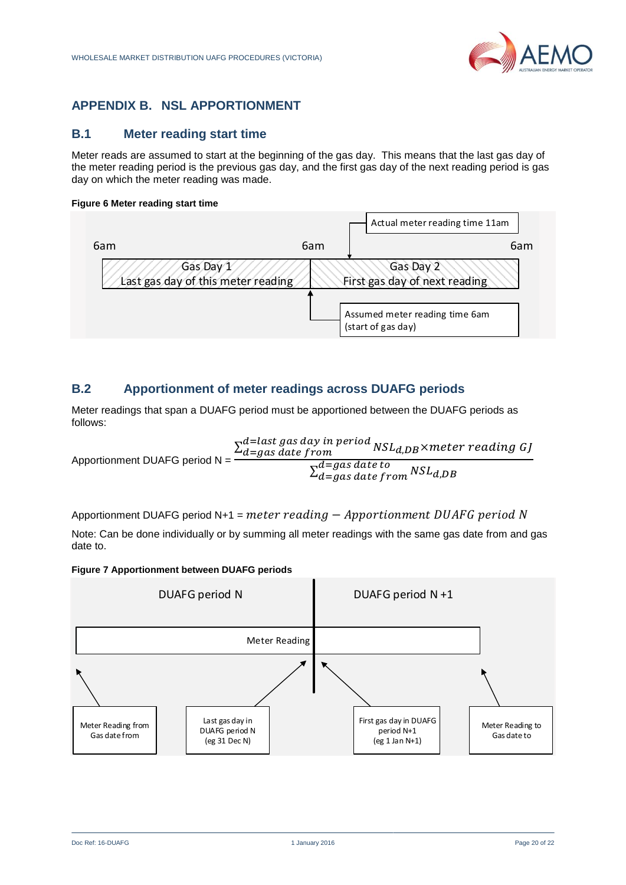# APPENDIX B. NSL APPORTIONMENT

## B.1 Meter reading start time

Meter reads are assumed to start at the beginning of the gas day. This means that the last gas day of the meter reading period is the previous gas day, and the first gas day of the next reading period is gas day on which the meter reading was made.

**Figure 6 Meter reading start time**

6am 6am 6am

Gas Day 1
Last gas day of this meter reading

Gas Day 2
First gas day of next reading

Actual meter reading time 11am

Assumed meter reading time 6am (start of gas day)

## B.2 Apportionment of meter readings across DUAFG periods

Meter readings that span a DUAFG period must be apportioned between the DUAFG periods as follows:

$$\text{Apportionment DUAFG period N} = \frac{\sum_{d=gas\ date\ from}^{d=last\ gas\ day\ in\ period} NSL_{d,DB} \times meter\ reading\ GJ}{\sum_{d=gas\ date\ from}^{d=gas\ date\ to} NSL_{d,DB}}$$

Apportionment DUAFG period N+1 = $meter\ reading - Apportionment\ DUAFG\ period\ N$

Note: Can be done individually or by summing all meter readings with the same gas date from and gas date to.

**Figure 7 Apportionment between DUAFG periods**

DUAFG period N | DUAFG period N +1

Meter Reading

Meter Reading from Gas date from

Last gas day in DUAFG period N (eg 31 Dec N)

First gas day in DUAFG period N+1 (eg 1 Jan N+1)

Meter Reading to Gas date to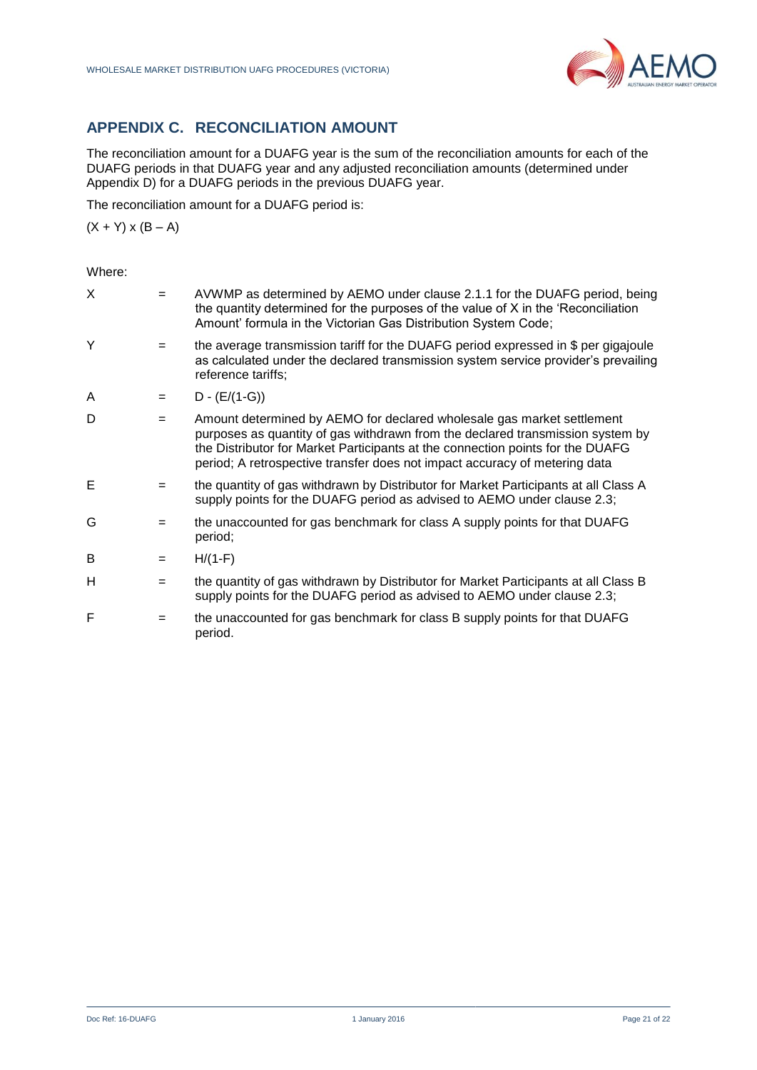## APPENDIX C. RECONCILIATION AMOUNT

The reconciliation amount for a DUAFG year is the sum of the reconciliation amounts for each of the DUAFG periods in that DUAFG year and any adjusted reconciliation amounts (determined under Appendix D) for a DUAFG periods in the previous DUAFG year.

The reconciliation amount for a DUAFG period is:

$(X + Y) \times (B - A)$

Where:

| | | |
|---|---|---|
| X | = | AVWMP as determined by AEMO under clause 2.1.1 for the DUAFG period, being the quantity determined for the purposes of the value of X in the 'Reconciliation Amount' formula in the Victorian Gas Distribution System Code; |
| Y | = | the average transmission tariff for the DUAFG period expressed in $ per gigajoule as calculated under the declared transmission system service provider's prevailing reference tariffs; |
| A | = | $D - (E/(1-G))$ |
| D | = | Amount determined by AEMO for declared wholesale gas market settlement purposes as quantity of gas withdrawn from the declared transmission system by the Distributor for Market Participants at the connection points for the DUAFG period; A retrospective transfer does not impact accuracy of metering data |
| E | = | the quantity of gas withdrawn by Distributor for Market Participants at all Class A supply points for the DUAFG period as advised to AEMO under clause 2.3; |
| G | = | the unaccounted for gas benchmark for class A supply points for that DUAFG period; |
| B | = | $H/(1-F)$ |
| H | = | the quantity of gas withdrawn by Distributor for Market Participants at all Class B supply points for the DUAFG period as advised to AEMO under clause 2.3; |
| F | = | the unaccounted for gas benchmark for class B supply points for that DUAFG period. |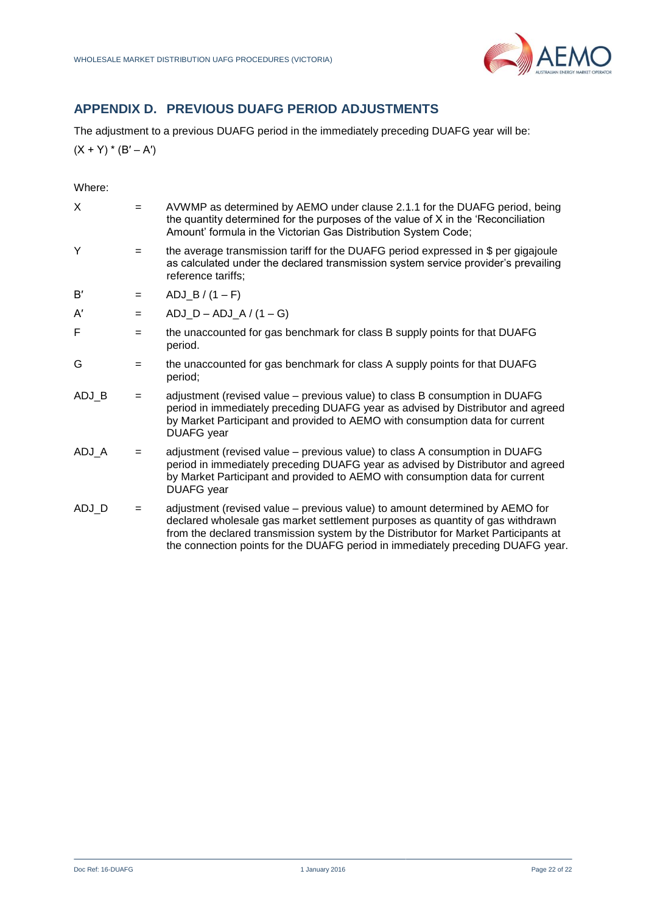## APPENDIX D. PREVIOUS DUAFG PERIOD ADJUSTMENTS

The adjustment to a previous DUAFG period in the immediately preceding DUAFG year will be:

$(X + Y) * (B' - A')$

Where:

| | | |
|---|---|---|
| X | = | AVWMP as determined by AEMO under clause 2.1.1 for the DUAFG period, being the quantity determined for the purposes of the value of X in the 'Reconciliation Amount' formula in the Victorian Gas Distribution System Code; |
| Y | = | the average transmission tariff for the DUAFG period expressed in $ per gigajoule as calculated under the declared transmission system service provider's prevailing reference tariffs; |
| B′ | = | $ADJ\_B / (1 - F)$ |
| A′ | = | $ADJ\_D - ADJ\_A / (1 - G)$ |
| F | = | the unaccounted for gas benchmark for class B supply points for that DUAFG period. |
| G | = | the unaccounted for gas benchmark for class A supply points for that DUAFG period; |
| ADJ_B | = | adjustment (revised value – previous value) to class B consumption in DUAFG period in immediately preceding DUAFG year as advised by Distributor and agreed by Market Participant and provided to AEMO with consumption data for current DUAFG year |
| ADJ_A | = | adjustment (revised value – previous value) to class A consumption in DUAFG period in immediately preceding DUAFG year as advised by Distributor and agreed by Market Participant and provided to AEMO with consumption data for current DUAFG year |
| ADJ_D | = | adjustment (revised value – previous value) to amount determined by AEMO for declared wholesale gas market settlement purposes as quantity of gas withdrawn from the declared transmission system by the Distributor for Market Participants at the connection points for the DUAFG period in immediately preceding DUAFG year. |